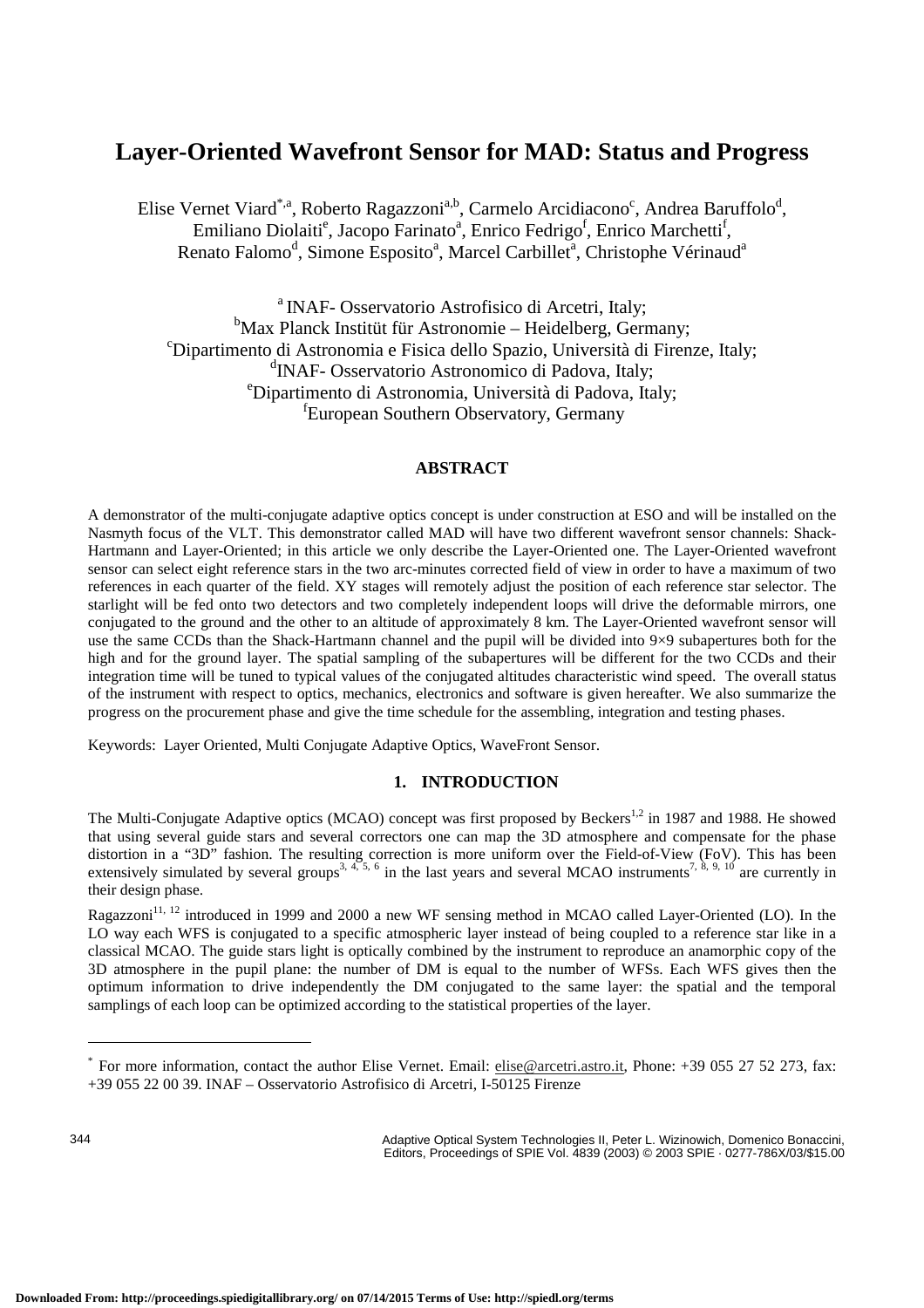# Layer-Oriented Wavefront Sensor for MAD: Status and Progress

Elise Vernet Viard[*,a], Roberto Ragazzoni[a,b], Carmelo Arcidiacono[c], Andrea Baruffolo[d], Emiliano Diolaiti[e], Jacopo Farinato[a], Enrico Fedrigo[f], Enrico Marchetti[f], Renato Falomo[d], Simone Esposito[a], Marcel Carbillet[a], Christophe Vérinaud[a]

[a] INAF- Osservatorio Astrofisico di Arcetri, Italy;
[b] Max Planck Institüt für Astronomie – Heidelberg, Germany;
[c] Dipartimento di Astronomia e Fisica dello Spazio, Università di Firenze, Italy;
[d] INAF- Osservatorio Astronomico di Padova, Italy;
[e] Dipartimento di Astronomia, Università di Padova, Italy;
[f] European Southern Observatory, Germany

## ABSTRACT

A demonstrator of the multi-conjugate adaptive optics concept is under construction at ESO and will be installed on the Nasmyth focus of the VLT. This demonstrator called MAD will have two different wavefront sensor channels: Shack-Hartmann and Layer-Oriented; in this article we only describe the Layer-Oriented one. The Layer-Oriented wavefront sensor can select eight reference stars in the two arc-minutes corrected field of view in order to have a maximum of two references in each quarter of the field. XY stages will remotely adjust the position of each reference star selector. The starlight will be fed onto two detectors and two completely independent loops will drive the deformable mirrors, one conjugated to the ground and the other to an altitude of approximately 8 km. The Layer-Oriented wavefront sensor will use the same CCDs than the Shack-Hartmann channel and the pupil will be divided into 9×9 subapertures both for the high and for the ground layer. The spatial sampling of the subapertures will be different for the two CCDs and their integration time will be tuned to typical values of the conjugated altitudes characteristic wind speed. The overall status of the instrument with respect to optics, mechanics, electronics and software is given hereafter. We also summarize the progress on the procurement phase and give the time schedule for the assembling, integration and testing phases.

Keywords: Layer Oriented, Multi Conjugate Adaptive Optics, WaveFront Sensor.

## 1. INTRODUCTION

The Multi-Conjugate Adaptive optics (MCAO) concept was first proposed by Beckers[1,2] in 1987 and 1988. He showed that using several guide stars and several correctors one can map the 3D atmosphere and compensate for the phase distortion in a "3D" fashion. The resulting correction is more uniform over the Field-of-View (FoV). This has been extensively simulated by several groups[3, 4, 5, 6] in the last years and several MCAO instruments[7, 8, 9, 10] are currently in their design phase.

Ragazzoni[11, 12] introduced in 1999 and 2000 a new WF sensing method in MCAO called Layer-Oriented (LO). In the LO way each WFS is conjugated to a specific atmospheric layer instead of being coupled to a reference star like in a classical MCAO. The guide stars light is optically combined by the instrument to reproduce an anamorphic copy of the 3D atmosphere in the pupil plane: the number of DM is equal to the number of WFSs. Each WFS gives then the optimum information to drive independently the DM conjugated to the same layer: the spatial and the temporal samplings of each loop can be optimized according to the statistical properties of the layer.

[*] For more information, contact the author Elise Vernet. Email: elise@arcetri.astro.it, Phone: +39 055 27 52 273, fax: +39 055 22 00 39. INAF – Osservatorio Astrofisico di Arcetri, I-50125 Firenze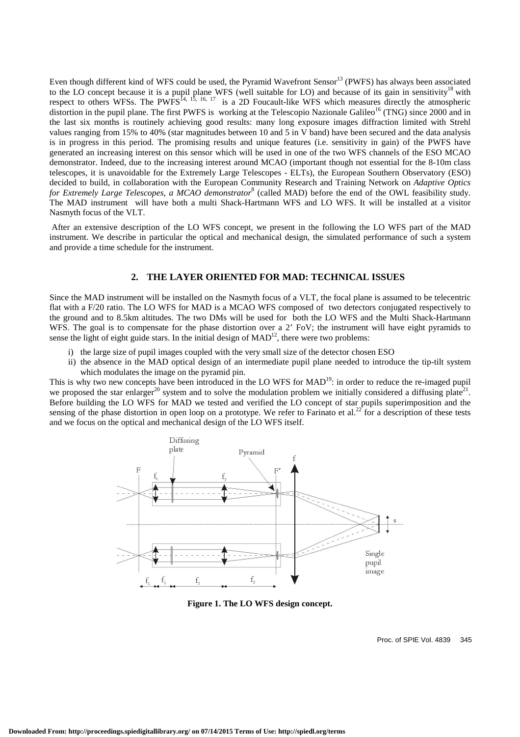Even though different kind of WFS could be used, the Pyramid Wavefront Sensor[13] (PWFS) has always been associated to the LO concept because it is a pupil plane WFS (well suitable for LO) and because of its gain in sensitivity[18] with respect to others WFSs. The PWFS[14, 15, 16, 17] is a 2D Foucault-like WFS which measures directly the atmospheric distortion in the pupil plane. The first PWFS is working at the Telescopio Nazionale Galileo[16] (TNG) since 2000 and in the last six months is routinely achieving good results: many long exposure images diffraction limited with Strehl values ranging from 15% to 40% (star magnitudes between 10 and 5 in V band) have been secured and the data analysis is in progress in this period. The promising results and unique features (i.e. sensitivity in gain) of the PWFS have generated an increasing interest on this sensor which will be used in one of the two WFS channels of the ESO MCAO demonstrator. Indeed, due to the increasing interest around MCAO (important though not essential for the 8-10m class telescopes, it is unavoidable for the Extremely Large Telescopes - ELTs), the European Southern Observatory (ESO) decided to build, in collaboration with the European Community Research and Training Network on *Adaptive Optics for Extremely Large Telescopes, a MCAO demonstrator*[8] (called MAD) before the end of the OWL feasibility study. The MAD instrument will have both a multi Shack-Hartmann WFS and LO WFS. It will be installed at a visitor Nasmyth focus of the VLT.

After an extensive description of the LO WFS concept, we present in the following the LO WFS part of the MAD instrument. We describe in particular the optical and mechanical design, the simulated performance of such a system and provide a time schedule for the instrument.

## 2. THE LAYER ORIENTED FOR MAD: TECHNICAL ISSUES

Since the MAD instrument will be installed on the Nasmyth focus of a VLT, the focal plane is assumed to be telecentric flat with a F/20 ratio. The LO WFS for MAD is a MCAO WFS composed of two detectors conjugated respectively to the ground and to 8.5km altitudes. The two DMs will be used for both the LO WFS and the Multi Shack-Hartmann WFS. The goal is to compensate for the phase distortion over a 2' FoV; the instrument will have eight pyramids to sense the light of eight guide stars. In the initial design of MAD[12], there were two problems:

i) the large size of pupil images coupled with the very small size of the detector chosen ESO
ii) the absence in the MAD optical design of an intermediate pupil plane needed to introduce the tip-tilt system which modulates the image on the pyramid pin.

This is why two new concepts have been introduced in the LO WFS for MAD[19]: in order to reduce the re-imaged pupil we proposed the star enlarger[20] system and to solve the modulation problem we initially considered a diffusing plate[21]. Before building the LO WFS for MAD we tested and verified the LO concept of star pupils superimposition and the sensing of the phase distortion in open loop on a prototype. We refer to Farinato et al.[22] for a description of these tests and we focus on the optical and mechanical design of the LO WFS itself.

**Figure 1. The LO WFS design concept.**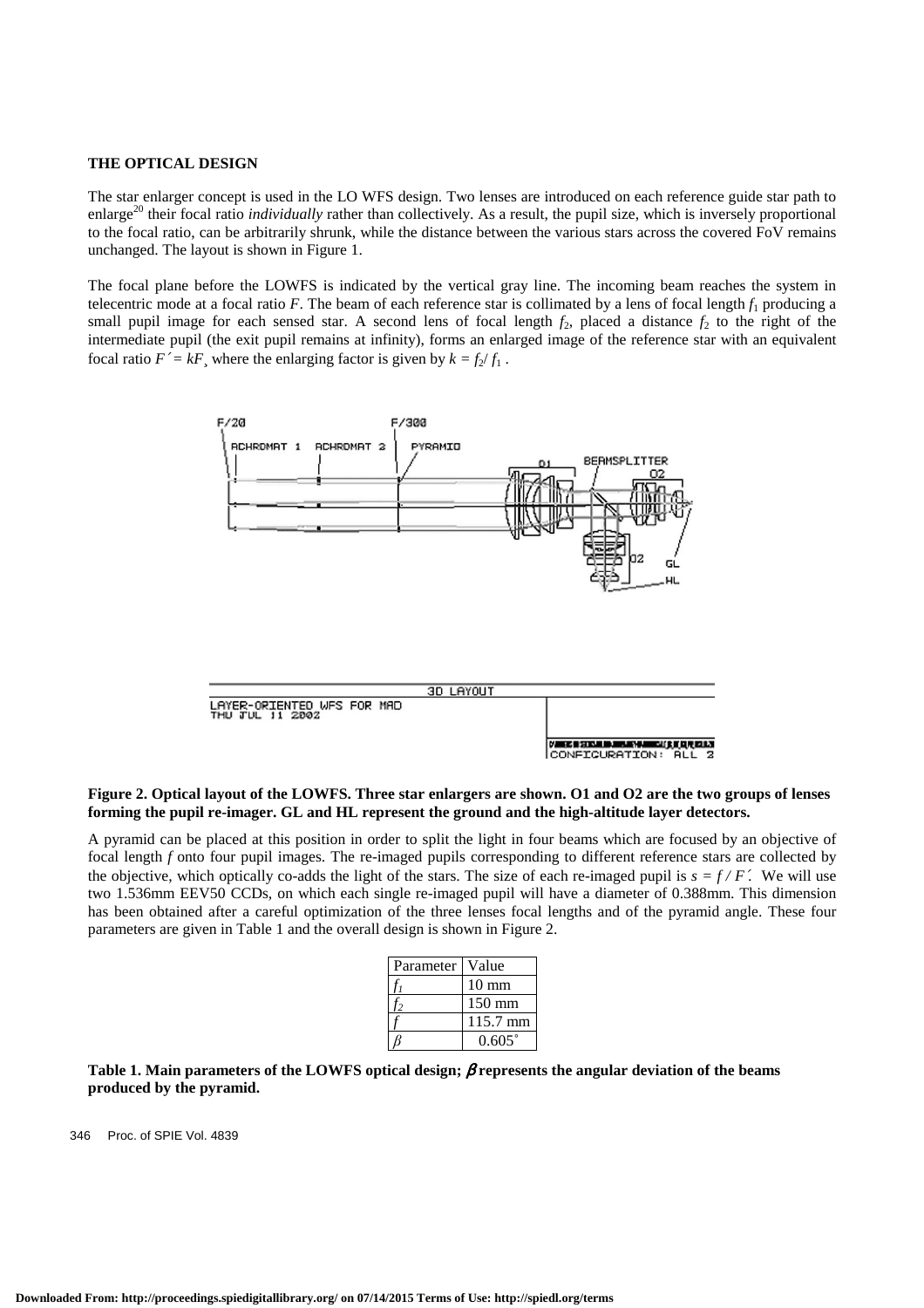### THE OPTICAL DESIGN

The star enlarger concept is used in the LO WFS design. Two lenses are introduced on each reference guide star path to enlarge[20] their focal ratio *individually* rather than collectively. As a result, the pupil size, which is inversely proportional to the focal ratio, can be arbitrarily shrunk, while the distance between the various stars across the covered FoV remains unchanged. The layout is shown in Figure 1.

The focal plane before the LOWFS is indicated by the vertical gray line. The incoming beam reaches the system in telecentric mode at a focal ratio $F$. The beam of each reference star is collimated by a lens of focal length $f_1$ producing a small pupil image for each sensed star. A second lens of focal length $f_2$, placed a distance $f_2$ to the right of the intermediate pupil (the exit pupil remains at infinity), forms an enlarged image of the reference star with an equivalent focal ratio $F' = kF$, where the enlarging factor is given by $k = f_2 / f_1$.

**Figure 2. Optical layout of the LOWFS. Three star enlargers are shown. O1 and O2 are the two groups of lenses forming the pupil re-imager. GL and HL represent the ground and the high-altitude layer detectors.**

A pyramid can be placed at this position in order to split the light in four beams which are focused by an objective of focal length $f$ onto four pupil images. The re-imaged pupils corresponding to different reference stars are collected by the objective, which optically co-adds the light of the stars. The size of each re-imaged pupil is $s = f / F'$. We will use two 1.536mm EEV50 CCDs, on which each single re-imaged pupil will have a diameter of 0.388mm. This dimension has been obtained after a careful optimization of the three lenses focal lengths and of the pyramid angle. These four parameters are given in Table 1 and the overall design is shown in Figure 2.

| Parameter | Value |
|---|---|
| $f_1$ | 10 mm |
| $f_2$ | 150 mm |
| $f$ | 115.7 mm |
| $\beta$ | 0.605˚ |

**Table 1. Main parameters of the LOWFS optical design; $\beta$ represents the angular deviation of the beams produced by the pyramid.**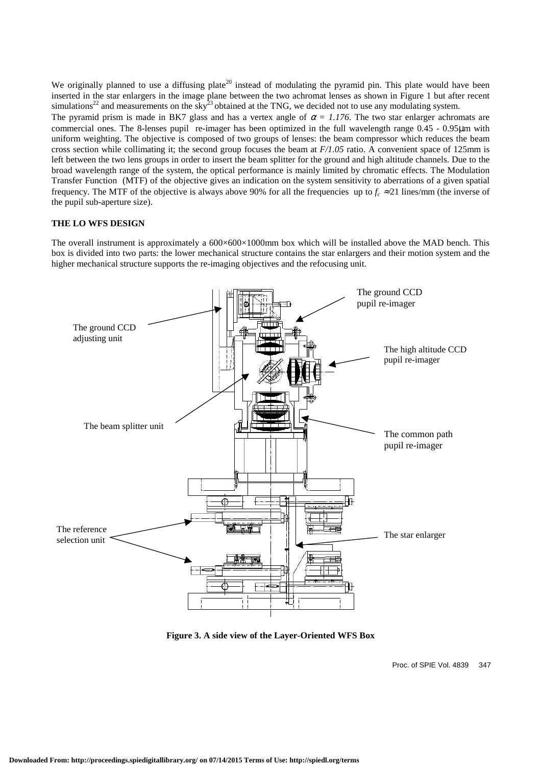We originally planned to use a diffusing plate[20] instead of modulating the pyramid pin. This plate would have been inserted in the star enlargers in the image plane between the two achromat lenses as shown in Figure 1 but after recent simulations[22] and measurements on the sky[23] obtained at the TNG, we decided not to use any modulating system.

The pyramid prism is made in BK7 glass and has a vertex angle of $\alpha = 1.176$. The two star enlarger achromats are commercial ones. The 8-lenses pupil re-imager has been optimized in the full wavelength range 0.45 - 0.95μm with uniform weighting. The objective is composed of two groups of lenses: the beam compressor which reduces the beam cross section while collimating it; the second group focuses the beam at *F/1.05* ratio. A convenient space of 125mm is left between the two lens groups in order to insert the beam splitter for the ground and high altitude channels. Due to the broad wavelength range of the system, the optical performance is mainly limited by chromatic effects. The Modulation Transfer Function (MTF) of the objective gives an indication on the system sensitivity to aberrations of a given spatial frequency. The MTF of the objective is always above 90% for all the frequencies up to $f_c \approx 21$ lines/mm (the inverse of the pupil sub-aperture size).

**THE LO WFS DESIGN**

The overall instrument is approximately a 600×600×1000mm box which will be installed above the MAD bench. This box is divided into two parts: the lower mechanical structure contains the star enlargers and their motion system and the higher mechanical structure supports the re-imaging objectives and the refocusing unit.

**Figure 3. A side view of the Layer-Oriented WFS Box**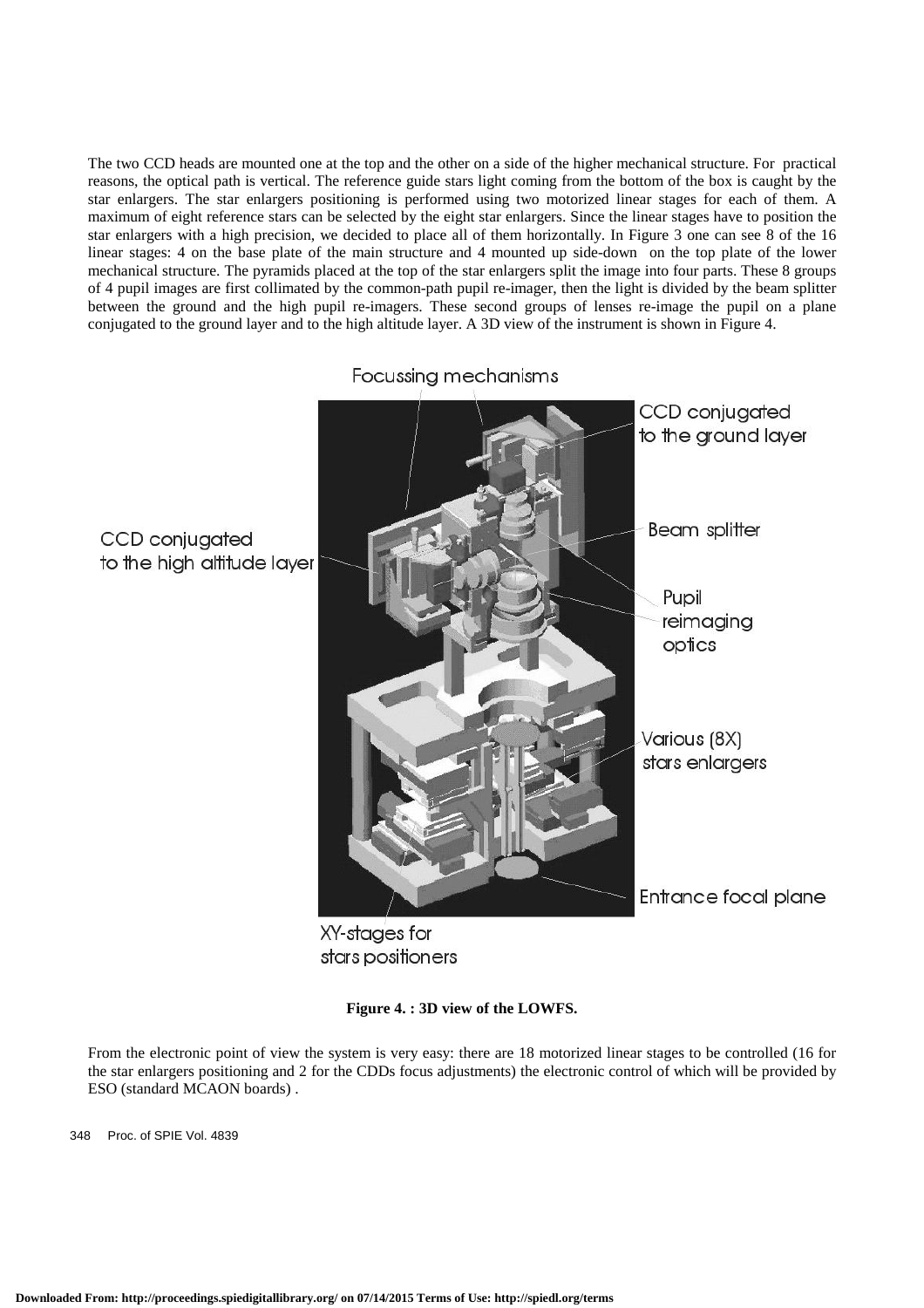The two CCD heads are mounted one at the top and the other on a side of the higher mechanical structure. For practical reasons, the optical path is vertical. The reference guide stars light coming from the bottom of the box is caught by the star enlargers. The star enlargers positioning is performed using two motorized linear stages for each of them. A maximum of eight reference stars can be selected by the eight star enlargers. Since the linear stages have to position the star enlargers with a high precision, we decided to place all of them horizontally. In Figure 3 one can see 8 of the 16 linear stages: 4 on the base plate of the main structure and 4 mounted up side-down on the top plate of the lower mechanical structure. The pyramids placed at the top of the star enlargers split the image into four parts. These 8 groups of 4 pupil images are first collimated by the common-path pupil re-imager, then the light is divided by the beam splitter between the ground and the high pupil re-imagers. These second groups of lenses re-image the pupil on a plane conjugated to the ground layer and to the high altitude layer. A 3D view of the instrument is shown in Figure 4.

**Figure 4. : 3D view of the LOWFS.**

From the electronic point of view the system is very easy: there are 18 motorized linear stages to be controlled (16 for the star enlargers positioning and 2 for the CDDs focus adjustments) the electronic control of which will be provided by ESO (standard MCAON boards) .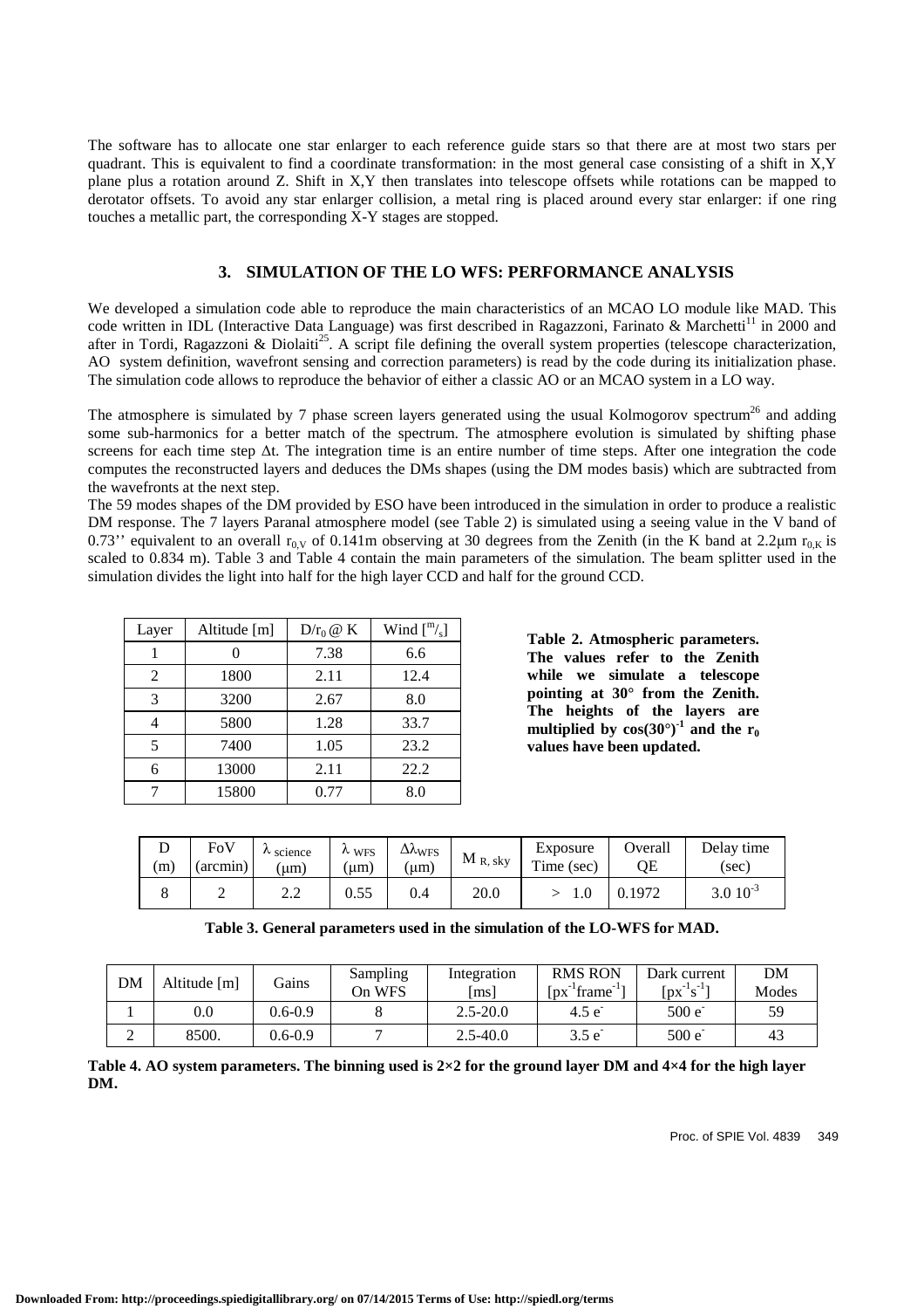The software has to allocate one star enlarger to each reference guide stars so that there are at most two stars per quadrant. This is equivalent to find a coordinate transformation: in the most general case consisting of a shift in X,Y plane plus a rotation around Z. Shift in X,Y then translates into telescope offsets while rotations can be mapped to derotator offsets. To avoid any star enlarger collision, a metal ring is placed around every star enlarger: if one ring touches a metallic part, the corresponding X-Y stages are stopped.

## 3. SIMULATION OF THE LO WFS: PERFORMANCE ANALYSIS

We developed a simulation code able to reproduce the main characteristics of an MCAO LO module like MAD. This code written in IDL (Interactive Data Language) was first described in Ragazzoni, Farinato & Marchetti[11] in 2000 and after in Tordi, Ragazzoni & Diolaiti[25]. A script file defining the overall system properties (telescope characterization, AO system definition, wavefront sensing and correction parameters) is read by the code during its initialization phase. The simulation code allows to reproduce the behavior of either a classic AO or an MCAO system in a LO way.

The atmosphere is simulated by 7 phase screen layers generated using the usual Kolmogorov spectrum[26] and adding some sub-harmonics for a better match of the spectrum. The atmosphere evolution is simulated by shifting phase screens for each time step $\Delta t$. The integration time is an entire number of time steps. After one integration the code computes the reconstructed layers and deduces the DMs shapes (using the DM modes basis) which are subtracted from the wavefronts at the next step.

The 59 modes shapes of the DM provided by ESO have been introduced in the simulation in order to produce a realistic DM response. The 7 layers Paranal atmosphere model (see Table 2) is simulated using a seeing value in the V band of 0.73'' equivalent to an overall $r_{0,V}$ of 0.141m observing at 30 degrees from the Zenith (in the K band at 2.2μm $r_{0,K}$ is scaled to 0.834 m). Table 3 and Table 4 contain the main parameters of the simulation. The beam splitter used in the simulation divides the light into half for the high layer CCD and half for the ground CCD.

| Layer | Altitude [m] | $D/r_0$ @ K | Wind [m/s] |
|---|---|---|---|
| 1 | 0 | 7.38 | 6.6 |
| 2 | 1800 | 2.11 | 12.4 |
| 3 | 3200 | 2.67 | 8.0 |
| 4 | 5800 | 1.28 | 33.7 |
| 5 | 7400 | 1.05 | 23.2 |
| 6 | 13000 | 2.11 | 22.2 |
| 7 | 15800 | 0.77 | 8.0 |

**Table 2. Atmospheric parameters. The values refer to the Zenith while we simulate a telescope pointing at 30° from the Zenith. The heights of the layers are multiplied by $\cos(30°)^{-1}$ and the $r_0$ values have been updated.**

| D (m) | FoV (arcmin) | $\lambda_{science}$ (μm) | $\lambda_{WFS}$ (μm) | $\Delta\lambda_{WFS}$ (μm) | $M_{R, sky}$ | Exposure Time (sec) | Overall QE | Delay time (sec) |
|---|---|---|---|---|---|---|---|---|
| 8 | 2 | 2.2 | 0.55 | 0.4 | 20.0 | > 1.0 | 0.1972 | $3.0\ 10^{-3}$ |

**Table 3. General parameters used in the simulation of the LO-WFS for MAD.**

| DM | Altitude [m] | Gains | Sampling On WFS | Integration [ms] | RMS RON [$px^{-1}frame^{-1}$] | Dark current [$px^{-1}s^{-1}$] | DM Modes |
|---|---|---|---|---|---|---|---|
| 1 | 0.0 | 0.6-0.9 | 8 | 2.5-20.0 | 4.5 $e^-$ | 500 $e^-$ | 59 |
| 2 | 8500. | 0.6-0.9 | 7 | 2.5-40.0 | 3.5 $e^-$ | 500 $e^-$ | 43 |

**Table 4. AO system parameters. The binning used is 2×2 for the ground layer DM and 4×4 for the high layer DM.**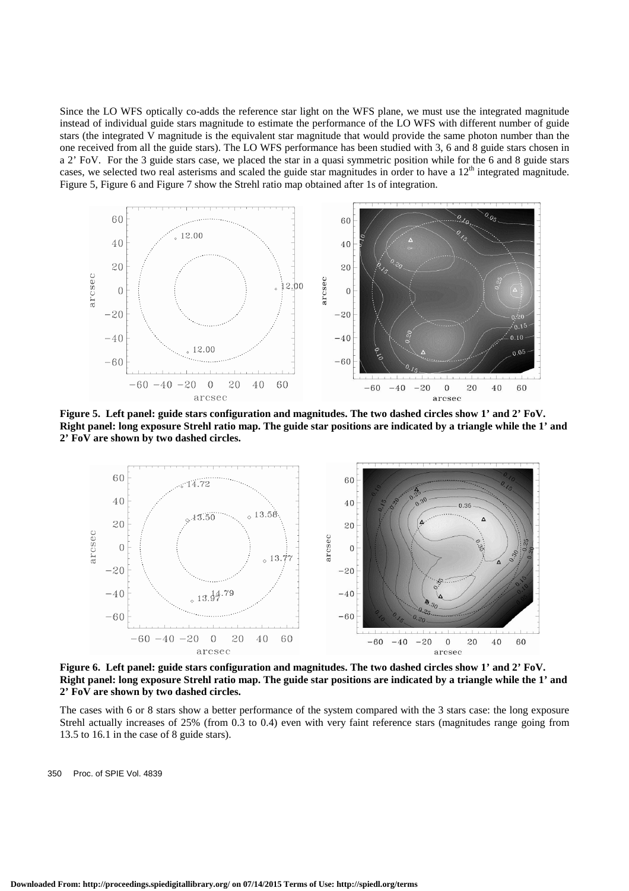Since the LO WFS optically co-adds the reference star light on the WFS plane, we must use the integrated magnitude instead of individual guide stars magnitude to estimate the performance of the LO WFS with different number of guide stars (the integrated V magnitude is the equivalent star magnitude that would provide the same photon number than the one received from all the guide stars). The LO WFS performance has been studied with 3, 6 and 8 guide stars chosen in a 2' FoV. For the 3 guide stars case, we placed the star in a quasi symmetric position while for the 6 and 8 guide stars cases, we selected two real asterisms and scaled the guide star magnitudes in order to have a 12[th] integrated magnitude. Figure 5, Figure 6 and Figure 7 show the Strehl ratio map obtained after 1s of integration.

**Figure 5. Left panel: guide stars configuration and magnitudes. The two dashed circles show 1' and 2' FoV. Right panel: long exposure Strehl ratio map. The guide star positions are indicated by a triangle while the 1' and 2' FoV are shown by two dashed circles.**

**Figure 6. Left panel: guide stars configuration and magnitudes. The two dashed circles show 1' and 2' FoV. Right panel: long exposure Strehl ratio map. The guide star positions are indicated by a triangle while the 1' and 2' FoV are shown by two dashed circles.**

The cases with 6 or 8 stars show a better performance of the system compared with the 3 stars case: the long exposure Strehl actually increases of 25% (from 0.3 to 0.4) even with very faint reference stars (magnitudes range going from 13.5 to 16.1 in the case of 8 guide stars).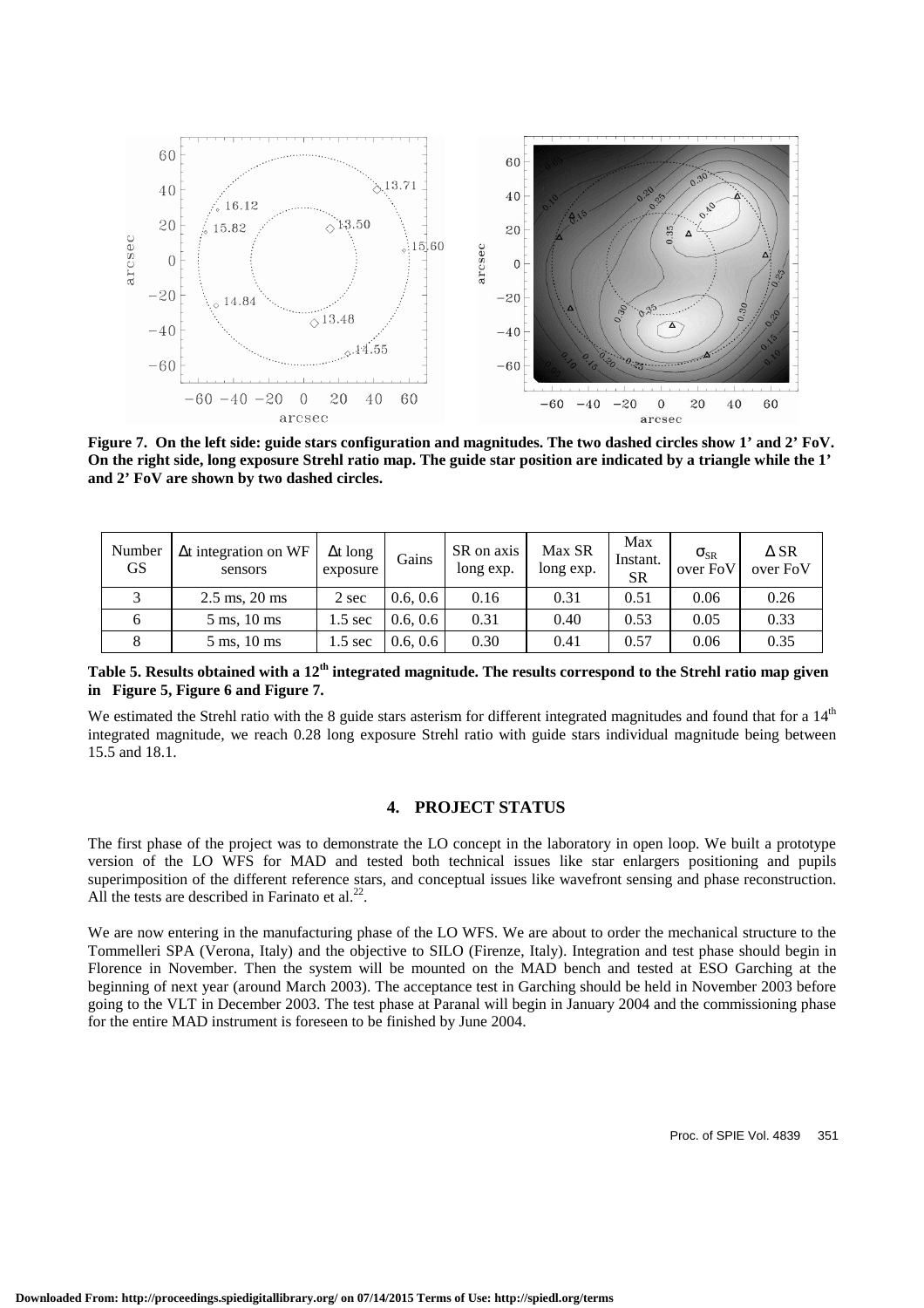**Figure 7. On the left side: guide stars configuration and magnitudes. The two dashed circles show 1' and 2' FoV. On the right side, long exposure Strehl ratio map. The guide star position are indicated by a triangle while the 1' and 2' FoV are shown by two dashed circles.**

| Number GS | $\Delta$t integration on WF sensors | $\Delta$t long exposure | Gains | SR on axis long exp. | Max SR long exp. | Max Instant. SR | $\sigma_{SR}$ over FoV | $\Delta$ SR over FoV |
|---|---|---|---|---|---|---|---|---|
| 3 | 2.5 ms, 20 ms | 2 sec | 0.6, 0.6 | 0.16 | 0.31 | 0.51 | 0.06 | 0.26 |
| 6 | 5 ms, 10 ms | 1.5 sec | 0.6, 0.6 | 0.31 | 0.40 | 0.53 | 0.05 | 0.33 |
| 8 | 5 ms, 10 ms | 1.5 sec | 0.6, 0.6 | 0.30 | 0.41 | 0.57 | 0.06 | 0.35 |

**Table 5. Results obtained with a 12th integrated magnitude. The results correspond to the Strehl ratio map given in Figure 5, Figure 6 and Figure 7.**

We estimated the Strehl ratio with the 8 guide stars asterism for different integrated magnitudes and found that for a 14th integrated magnitude, we reach 0.28 long exposure Strehl ratio with guide stars individual magnitude being between 15.5 and 18.1.

## 4. PROJECT STATUS

The first phase of the project was to demonstrate the LO concept in the laboratory in open loop. We built a prototype version of the LO WFS for MAD and tested both technical issues like star enlargers positioning and pupils superimposition of the different reference stars, and conceptual issues like wavefront sensing and phase reconstruction. All the tests are described in Farinato et al.[22].

We are now entering in the manufacturing phase of the LO WFS. We are about to order the mechanical structure to the Tommelleri SPA (Verona, Italy) and the objective to SILO (Firenze, Italy). Integration and test phase should begin in Florence in November. Then the system will be mounted on the MAD bench and tested at ESO Garching at the beginning of next year (around March 2003). The acceptance test in Garching should be held in November 2003 before going to the VLT in December 2003. The test phase at Paranal will begin in January 2004 and the commissioning phase for the entire MAD instrument is foreseen to be finished by June 2004.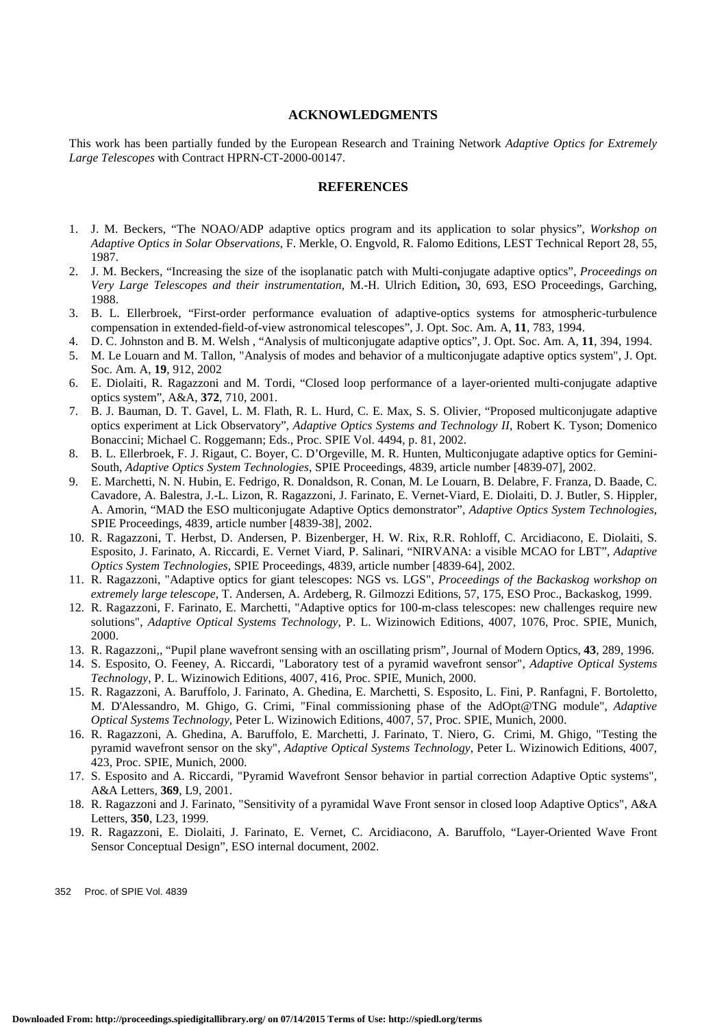## ACKNOWLEDGMENTS

This work has been partially funded by the European Research and Training Network *Adaptive Optics for Extremely Large Telescopes* with Contract HPRN-CT-2000-00147.

## REFERENCES

1. J. M. Beckers, "The NOAO/ADP adaptive optics program and its application to solar physics", *Workshop on Adaptive Optics in Solar Observations*, F. Merkle, O. Engvold, R. Falomo Editions, LEST Technical Report 28, 55, 1987.
2. J. M. Beckers, "Increasing the size of the isoplanatic patch with Multi-conjugate adaptive optics", *Proceedings on Very Large Telescopes and their instrumentation*, M.-H. Ulrich Edition**,** 30, 693, ESO Proceedings, Garching, 1988.
3. B. L. Ellerbroek, "First-order performance evaluation of adaptive-optics systems for atmospheric-turbulence compensation in extended-field-of-view astronomical telescopes", J. Opt. Soc. Am. A, **11**, 783, 1994.
4. D. C. Johnston and B. M. Welsh , "Analysis of multiconjugate adaptive optics", J. Opt. Soc. Am. A, **11**, 394, 1994.
5. M. Le Louarn and M. Tallon, "Analysis of modes and behavior of a multiconjugate adaptive optics system", J. Opt. Soc. Am. A, **19**, 912, 2002
6. E. Diolaiti, R. Ragazzoni and M. Tordi, "Closed loop performance of a layer-oriented multi-conjugate adaptive optics system", A&A, **372**, 710, 2001.
7. B. J. Bauman, D. T. Gavel, L. M. Flath, R. L. Hurd, C. E. Max, S. S. Olivier, "Proposed multiconjugate adaptive optics experiment at Lick Observatory", *Adaptive Optics Systems and Technology II*, Robert K. Tyson; Domenico Bonaccini; Michael C. Roggemann; Eds., Proc. SPIE Vol. 4494, p. 81, 2002.
8. B. L. Ellerbroek, F. J. Rigaut, C. Boyer, C. D'Orgeville, M. R. Hunten, Multiconjugate adaptive optics for Gemini-South, *Adaptive Optics System Technologies*, SPIE Proceedings, 4839, article number [4839-07], 2002.
9. E. Marchetti, N. N. Hubin, E. Fedrigo, R. Donaldson, R. Conan, M. Le Louarn, B. Delabre, F. Franza, D. Baade, C. Cavadore, A. Balestra, J.-L. Lizon, R. Ragazzoni, J. Farinato, E. Vernet-Viard, E. Diolaiti, D. J. Butler, S. Hippler, A. Amorin, "MAD the ESO multiconjugate Adaptive Optics demonstrator", *Adaptive Optics System Technologies*, SPIE Proceedings, 4839, article number [4839-38], 2002.
10. R. Ragazzoni, T. Herbst, D. Andersen, P. Bizenberger, H. W. Rix, R.R. Rohloff, C. Arcidiacono, E. Diolaiti, S. Esposito, J. Farinato, A. Riccardi, E. Vernet Viard, P. Salinari, "NIRVANA: a visible MCAO for LBT", *Adaptive Optics System Technologies*, SPIE Proceedings, 4839, article number [4839-64], 2002.
11. R. Ragazzoni, "Adaptive optics for giant telescopes: NGS vs. LGS", *Proceedings of the Backaskog workshop on extremely large telescope*, T. Andersen, A. Ardeberg, R. Gilmozzi Editions, 57, 175, ESO Proc., Backaskog, 1999.
12. R. Ragazzoni, F. Farinato, E. Marchetti, "Adaptive optics for 100-m-class telescopes: new challenges require new solutions", *Adaptive Optical Systems Technology*, P. L. Wizinowich Editions, 4007, 1076, Proc. SPIE, Munich, 2000.
13. R. Ragazzoni,, "Pupil plane wavefront sensing with an oscillating prism", Journal of Modern Optics, **43**, 289, 1996.
14. S. Esposito, O. Feeney, A. Riccardi, "Laboratory test of a pyramid wavefront sensor", *Adaptive Optical Systems Technology*, P. L. Wizinowich Editions, 4007, 416, Proc. SPIE, Munich, 2000.
15. R. Ragazzoni, A. Baruffolo, J. Farinato, A. Ghedina, E. Marchetti, S. Esposito, L. Fini, P. Ranfagni, F. Bortoletto, M. D'Alessandro, M. Ghigo, G. Crimi, "Final commissioning phase of the AdOpt@TNG module", *Adaptive Optical Systems Technology*, Peter L. Wizinowich Editions, 4007, 57, Proc. SPIE, Munich, 2000.
16. R. Ragazzoni, A. Ghedina, A. Baruffolo, E. Marchetti, J. Farinato, T. Niero, G. Crimi, M. Ghigo, "Testing the pyramid wavefront sensor on the sky", *Adaptive Optical Systems Technology*, Peter L. Wizinowich Editions, 4007, 423, Proc. SPIE, Munich, 2000.
17. S. Esposito and A. Riccardi, "Pyramid Wavefront Sensor behavior in partial correction Adaptive Optic systems", A&A Letters, **369**, L9, 2001.
18. R. Ragazzoni and J. Farinato, "Sensitivity of a pyramidal Wave Front sensor in closed loop Adaptive Optics", A&A Letters, **350**, L23, 1999.
19. R. Ragazzoni, E. Diolaiti, J. Farinato, E. Vernet, C. Arcidiacono, A. Baruffolo, "Layer-Oriented Wave Front Sensor Conceptual Design", ESO internal document, 2002.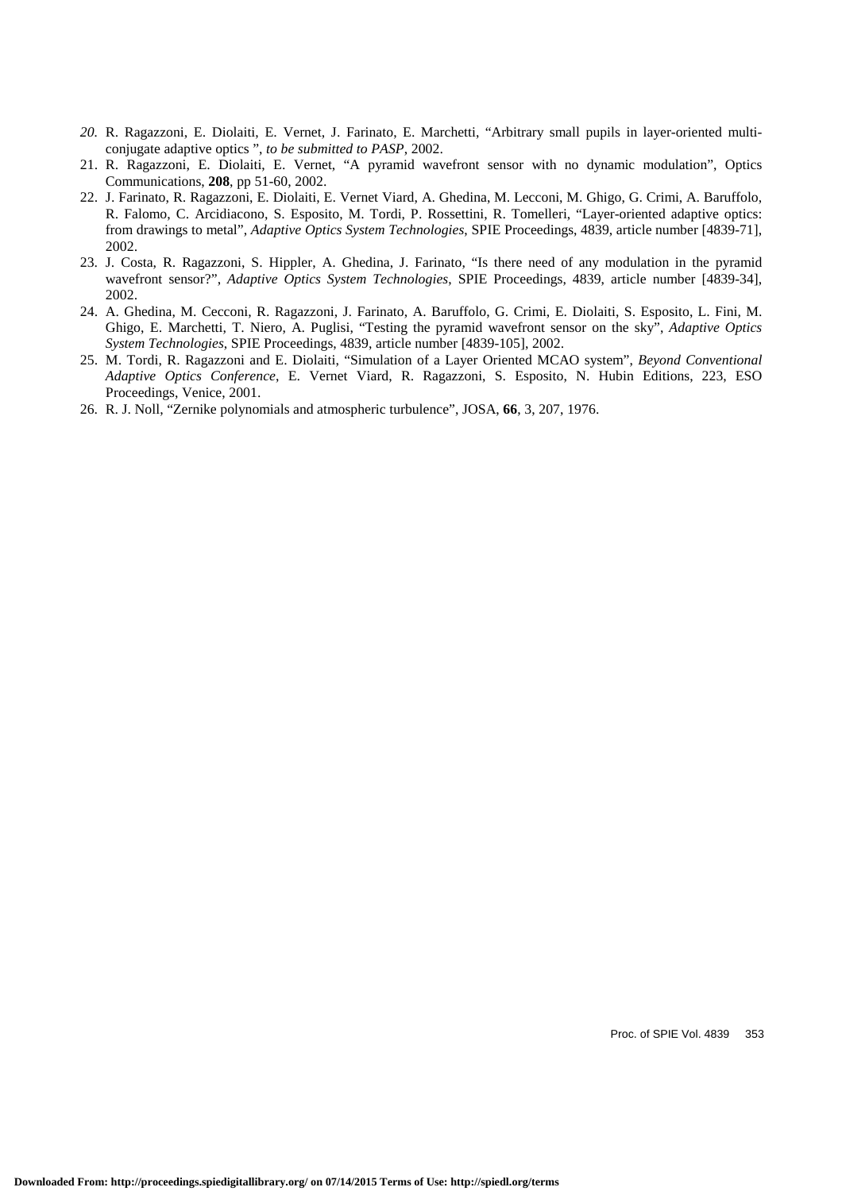20. R. Ragazzoni, E. Diolaiti, E. Vernet, J. Farinato, E. Marchetti, "Arbitrary small pupils in layer-oriented multi-conjugate adaptive optics ", *to be submitted to PASP*, 2002.
21. R. Ragazzoni, E. Diolaiti, E. Vernet, "A pyramid wavefront sensor with no dynamic modulation", Optics Communications, **208**, pp 51-60, 2002.
22. J. Farinato, R. Ragazzoni, E. Diolaiti, E. Vernet Viard, A. Ghedina, M. Lecconi, M. Ghigo, G. Crimi, A. Baruffolo, R. Falomo, C. Arcidiacono, S. Esposito, M. Tordi, P. Rossettini, R. Tomelleri, "Layer-oriented adaptive optics: from drawings to metal", *Adaptive Optics System Technologies*, SPIE Proceedings, 4839, article number [4839-71], 2002.
23. J. Costa, R. Ragazzoni, S. Hippler, A. Ghedina, J. Farinato, "Is there need of any modulation in the pyramid wavefront sensor?", *Adaptive Optics System Technologies*, SPIE Proceedings, 4839, article number [4839-34], 2002.
24. A. Ghedina, M. Cecconi, R. Ragazzoni, J. Farinato, A. Baruffolo, G. Crimi, E. Diolaiti, S. Esposito, L. Fini, M. Ghigo, E. Marchetti, T. Niero, A. Puglisi, "Testing the pyramid wavefront sensor on the sky", *Adaptive Optics System Technologies*, SPIE Proceedings, 4839, article number [4839-105], 2002.
25. M. Tordi, R. Ragazzoni and E. Diolaiti, "Simulation of a Layer Oriented MCAO system", *Beyond Conventional Adaptive Optics Conference*, E. Vernet Viard, R. Ragazzoni, S. Esposito, N. Hubin Editions, 223, ESO Proceedings, Venice, 2001.
26. R. J. Noll, "Zernike polynomials and atmospheric turbulence", JOSA, **66**, 3, 207, 1976.